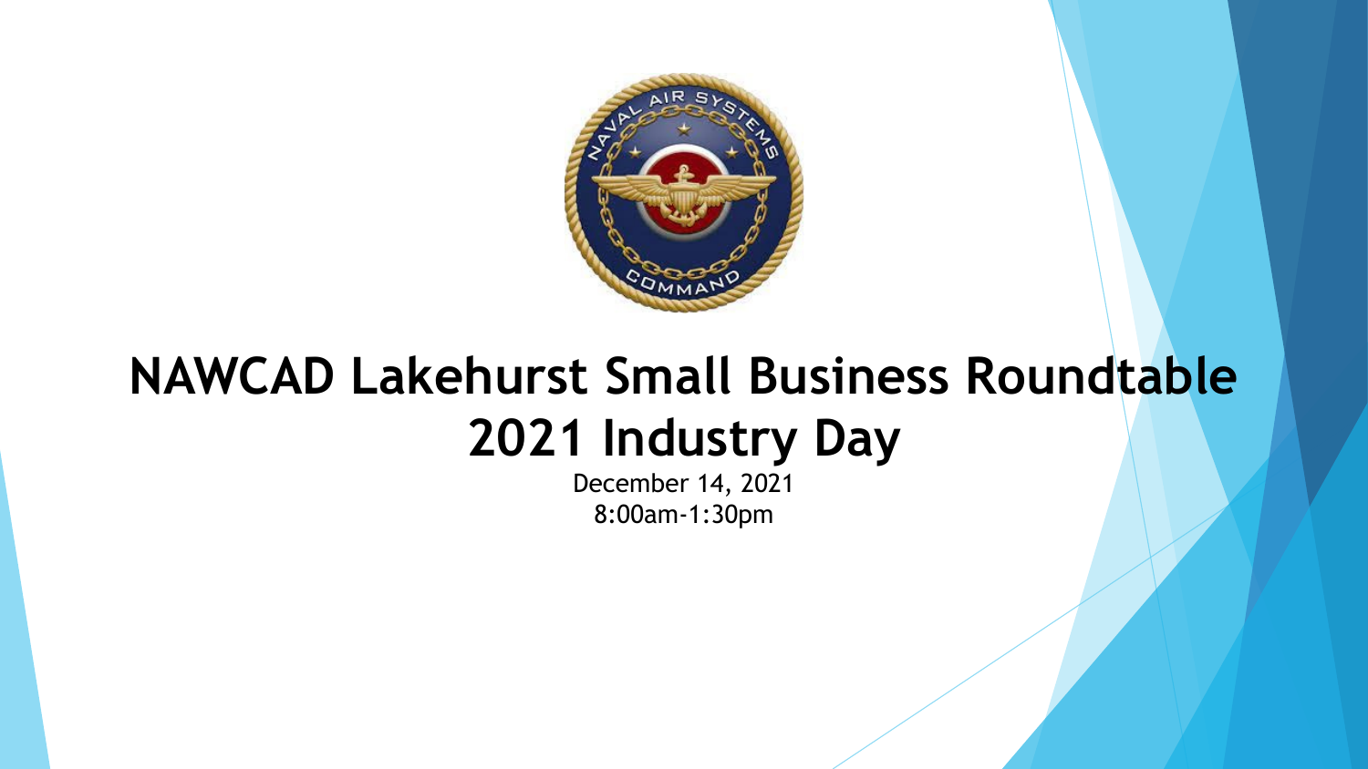# NAWCAD Lakehurst Small Business Roundtable 2021 Industry Day

December 14, 2021
8:00am-1:30pm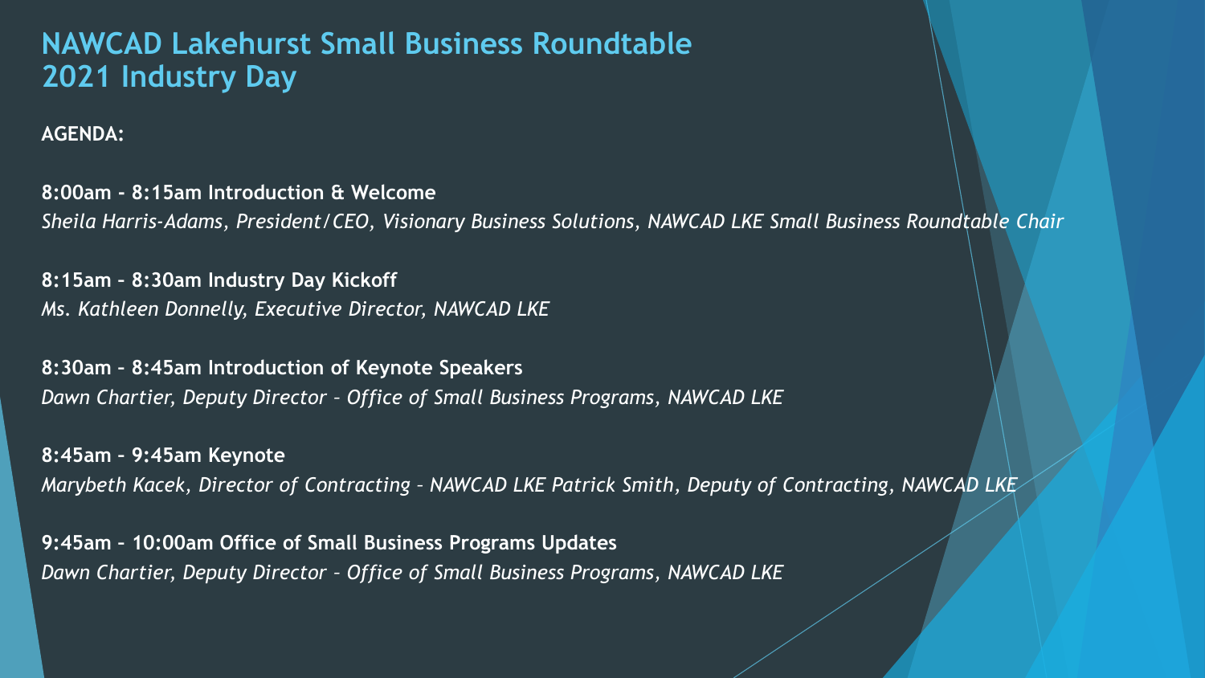# NAWCAD Lakehurst Small Business Roundtable 2021 Industry Day

**AGENDA:**

**8:00am - 8:15am Introduction & Welcome**
*Sheila Harris-Adams, President/CEO, Visionary Business Solutions, NAWCAD LKE Small Business Roundtable Chair*

**8:15am – 8:30am Industry Day Kickoff**
*Ms. Kathleen Donnelly, Executive Director, NAWCAD LKE*

**8:30am – 8:45am Introduction of Keynote Speakers**
*Dawn Chartier, Deputy Director – Office of Small Business Programs, NAWCAD LKE*

**8:45am – 9:45am Keynote**
*Marybeth Kacek, Director of Contracting – NAWCAD LKE Patrick Smith, Deputy of Contracting, NAWCAD LKE*

**9:45am – 10:00am Office of Small Business Programs Updates**
*Dawn Chartier, Deputy Director – Office of Small Business Programs, NAWCAD LKE*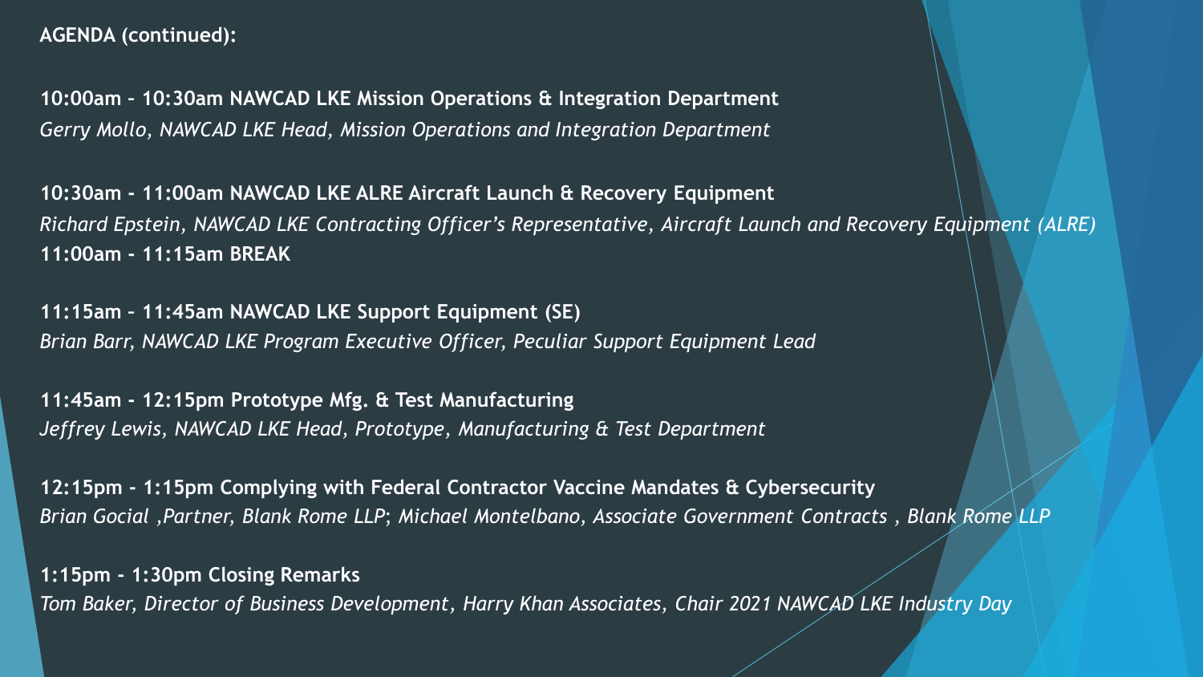**AGENDA (continued):**

**10:00am – 10:30am NAWCAD LKE Mission Operations & Integration Department**
*Gerry Mollo, NAWCAD LKE Head, Mission Operations and Integration Department*

**10:30am - 11:00am NAWCAD LKE ALRE Aircraft Launch & Recovery Equipment**
*Richard Epstein, NAWCAD LKE Contracting Officer's Representative, Aircraft Launch and Recovery Equipment (ALRE)*
**11:00am - 11:15am BREAK**

**11:15am – 11:45am NAWCAD LKE Support Equipment (SE)**
*Brian Barr, NAWCAD LKE Program Executive Officer, Peculiar Support Equipment Lead*

**11:45am - 12:15pm Prototype Mfg. & Test Manufacturing**
*Jeffrey Lewis, NAWCAD LKE Head, Prototype, Manufacturing & Test Department*

**12:15pm - 1:15pm Complying with Federal Contractor Vaccine Mandates & Cybersecurity**
*Brian Gocial ,Partner, Blank Rome LLP*; *Michael Montelbano, Associate Government Contracts , Blank Rome LLP*

**1:15pm - 1:30pm Closing Remarks**
*Tom Baker, Director of Business Development, Harry Khan Associates, Chair 2021 NAWCAD LKE Industry Day*